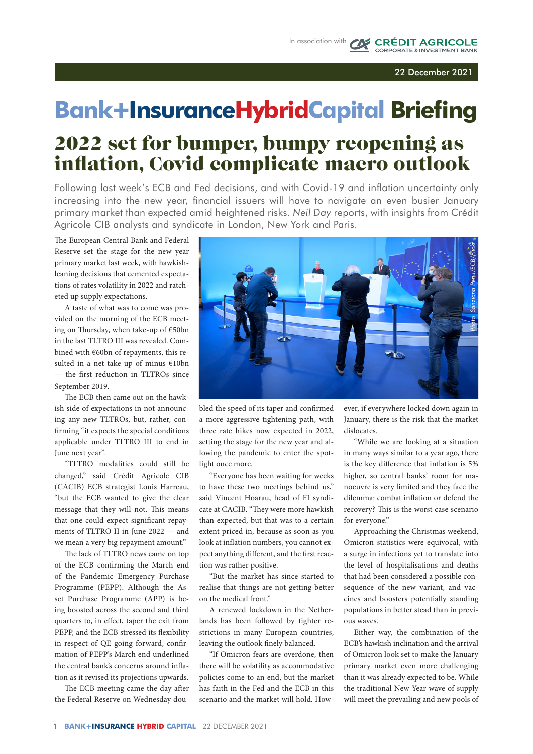In association with CRÉDIT AGRICOLE CORPORATE & INVESTMENT BANK

22 December 2021

# Bank+InsuranceHybridCapital Briefing

## 2022 set for bumper, bumpy reopening as inflation, Covid complicate macro outlook

Following last week's ECB and Fed decisions, and with Covid-19 and inflation uncertainty only increasing into the new year, financial issuers will have to navigate an even busier January primary market than expected amid heightened risks. *Neil Day* reports, with insights from Crédit Agricole CIB analysts and syndicate in London, New York and Paris.

The European Central Bank and Federal Reserve set the stage for the new year primary market last week, with hawkish-leaning decisions that cemented expectations of rates volatility in 2022 and ratcheted up supply expectations.

A taste of what was to come was provided on the morning of the ECB meeting on Thursday, when take-up of €50bn in the last TLTRO III was revealed. Combined with €60bn of repayments, this resulted in a net take-up of minus €10bn — the first reduction in TLTROs since September 2019.

The ECB then came out on the hawkish side of expectations in not announcing any new TLTROs, but, rather, confirming "it expects the special conditions applicable under TLTRO III to end in June next year".

"TLTRO modalities could still be changed," said Crédit Agricole CIB (CACIB) ECB strategist Louis Harreau, "but the ECB wanted to give the clear message that they will not. This means that one could expect significant repayments of TLTRO II in June 2022 — and we mean a very big repayment amount."

The lack of TLTRO news came on top of the ECB confirming the March end of the Pandemic Emergency Purchase Programme (PEPP). Although the Asset Purchase Programme (APP) is being boosted across the second and third quarters to, in effect, taper the exit from PEPP, and the ECB stressed its flexibility in respect of QE going forward, confirmation of PEPP's March end underlined the central bank's concerns around inflation as it revised its projections upwards.

The ECB meeting came the day after the Federal Reserve on Wednesday doubled the speed of its taper and confirmed a more aggressive tightening path, with three rate hikes now expected in 2022, setting the stage for the new year and allowing the pandemic to enter the spotlight once more.

"Everyone has been waiting for weeks to have these two meetings behind us," said Vincent Hoarau, head of FI syndicate at CACIB. "They were more hawkish than expected, but that was to a certain extent priced in, because as soon as you look at inflation numbers, you cannot expect anything different, and the first reaction was rather positive.

"But the market has since started to realise that things are not getting better on the medical front."

A renewed lockdown in the Netherlands has been followed by tighter restrictions in many European countries, leaving the outlook finely balanced.

"If Omicron fears are overdone, then there will be volatility as accommodative policies come to an end, but the market has faith in the Fed and the ECB in this scenario and the market will hold. However, if everywhere locked down again in January, there is the risk that the market dislocates.

"While we are looking at a situation in many ways similar to a year ago, there is the key difference that inflation is 5% higher, so central banks' room for manoeuvre is very limited and they face the dilemma: combat inflation or defend the recovery? This is the worst case scenario for everyone."

Approaching the Christmas weekend, Omicron statistics were equivocal, with a surge in infections yet to translate into the level of hospitalisations and deaths that had been considered a possible consequence of the new variant, and vaccines and boosters potentially standing populations in better stead than in previous waves.

Either way, the combination of the ECB's hawkish inclination and the arrival of Omicron look set to make the January primary market even more challenging than it was already expected to be. While the traditional New Year wave of supply will meet the prevailing and new pools of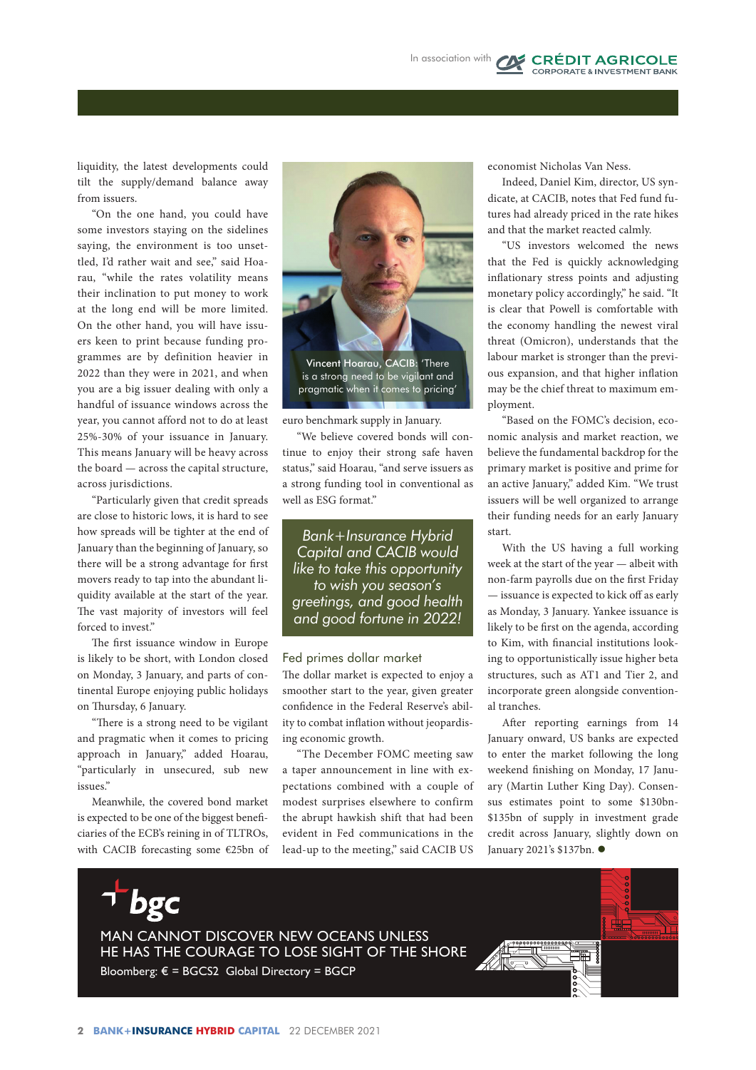liquidity, the latest developments could tilt the supply/demand balance away from issuers.

"On the one hand, you could have some investors staying on the sidelines saying, the environment is too unsettled, I'd rather wait and see," said Hoarau, "while the rates volatility means their inclination to put money to work at the long end will be more limited. On the other hand, you will have issuers keen to print because funding programmes are by definition heavier in 2022 than they were in 2021, and when you are a big issuer dealing with only a handful of issuance windows across the year, you cannot afford not to do at least 25%-30% of your issuance in January. This means January will be heavy across the board — across the capital structure, across jurisdictions.

"Particularly given that credit spreads are close to historic lows, it is hard to see how spreads will be tighter at the end of January than the beginning of January, so there will be a strong advantage for first movers ready to tap into the abundant liquidity available at the start of the year. The vast majority of investors will feel forced to invest."

The first issuance window in Europe is likely to be short, with London closed on Monday, 3 January, and parts of continental Europe enjoying public holidays on Thursday, 6 January.

"There is a strong need to be vigilant and pragmatic when it comes to pricing approach in January," added Hoarau, "particularly in unsecured, sub new issues."

Meanwhile, the covered bond market is expected to be one of the biggest beneficiaries of the ECB's reining in of TLTROs, with CACIB forecasting some €25bn of euro benchmark supply in January.

Vincent Hoarau, CACIB: 'There is a strong need to be vigilant and pragmatic when it comes to pricing'

"We believe covered bonds will continue to enjoy their strong safe haven status," said Hoarau, "and serve issuers as a strong funding tool in conventional as well as ESG format."

*Bank+Insurance Hybrid Capital and CACIB would like to take this opportunity to wish you season's greetings, and good health and good fortune in 2022!*

## Fed primes dollar market

The dollar market is expected to enjoy a smoother start to the year, given greater confidence in the Federal Reserve's ability to combat inflation without jeopardising economic growth.

"The December FOMC meeting saw a taper announcement in line with expectations combined with a couple of modest surprises elsewhere to confirm the abrupt hawkish shift that had been evident in Fed communications in the lead-up to the meeting," said CACIB US economist Nicholas Van Ness.

Indeed, Daniel Kim, director, US syndicate, at CACIB, notes that Fed fund futures had already priced in the rate hikes and that the market reacted calmly.

"US investors welcomed the news that the Fed is quickly acknowledging inflationary stress points and adjusting monetary policy accordingly," he said. "It is clear that Powell is comfortable with the economy handling the newest viral threat (Omicron), understands that the labour market is stronger than the previous expansion, and that higher inflation may be the chief threat to maximum employment.

"Based on the FOMC's decision, economic analysis and market reaction, we believe the fundamental backdrop for the primary market is positive and prime for an active January," added Kim. "We trust issuers will be well organized to arrange their funding needs for an early January start.

With the US having a full working week at the start of the year — albeit with non-farm payrolls due on the first Friday — issuance is expected to kick off as early as Monday, 3 January. Yankee issuance is likely to be first on the agenda, according to Kim, with financial institutions looking to opportunistically issue higher beta structures, such as AT1 and Tier 2, and incorporate green alongside conventional tranches.

After reporting earnings from 14 January onward, US banks are expected to enter the market following the long weekend finishing on Monday, 17 January (Martin Luther King Day). Consensus estimates point to some $130bn-$135bn of supply in investment grade credit across January, slightly down on January 2021's $137bn. ●

bgc

MAN CANNOT DISCOVER NEW OCEANS UNLESS HE HAS THE COURAGE TO LOSE SIGHT OF THE SHORE

Bloomberg: € = BGCS2 Global Directory = BGCP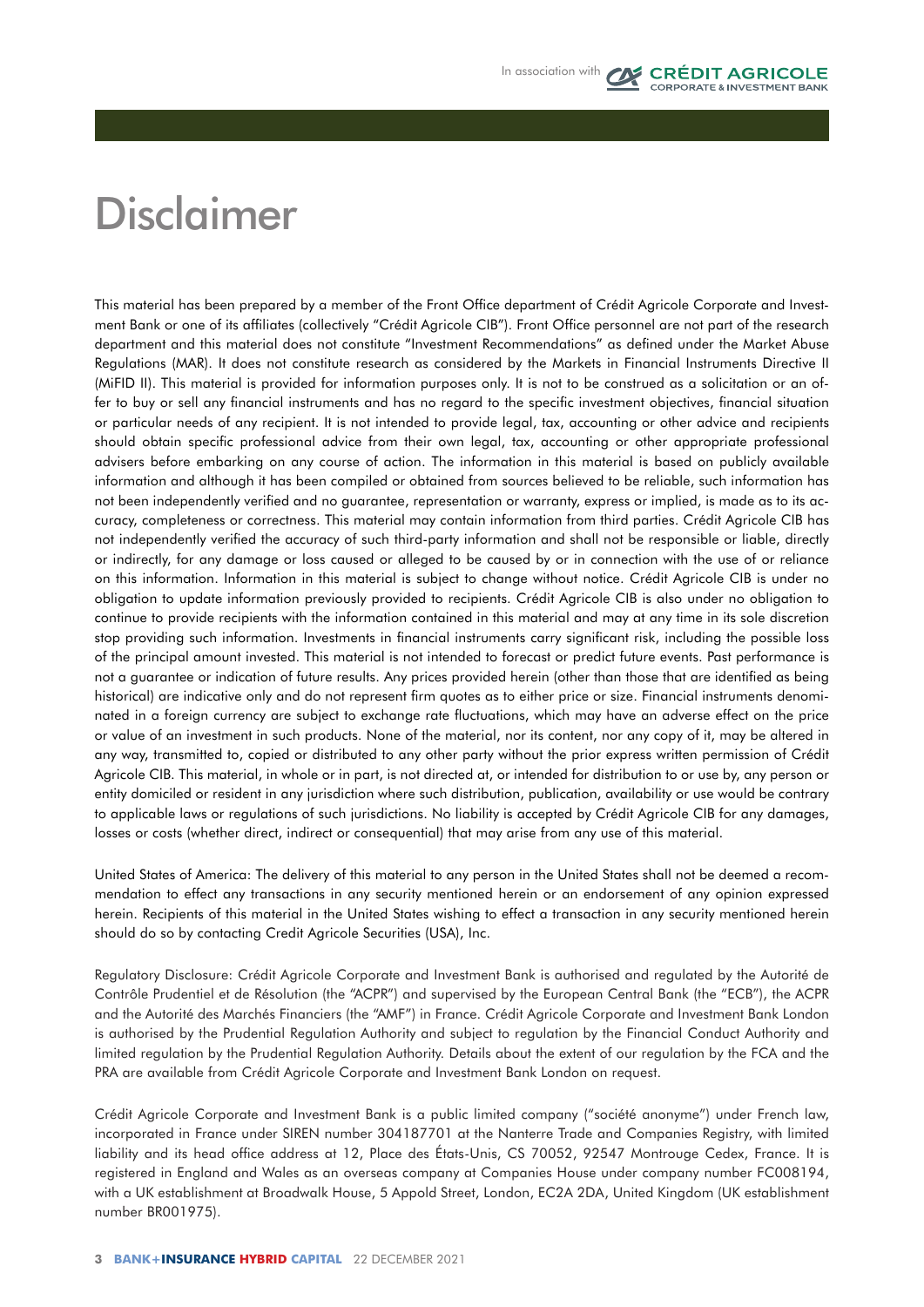# Disclaimer

This material has been prepared by a member of the Front Office department of Crédit Agricole Corporate and Investment Bank or one of its affiliates (collectively "Crédit Agricole CIB"). Front Office personnel are not part of the research department and this material does not constitute "Investment Recommendations" as defined under the Market Abuse Regulations (MAR). It does not constitute research as considered by the Markets in Financial Instruments Directive II (MiFID II). This material is provided for information purposes only. It is not to be construed as a solicitation or an offer to buy or sell any financial instruments and has no regard to the specific investment objectives, financial situation or particular needs of any recipient. It is not intended to provide legal, tax, accounting or other advice and recipients should obtain specific professional advice from their own legal, tax, accounting or other appropriate professional advisers before embarking on any course of action. The information in this material is based on publicly available information and although it has been compiled or obtained from sources believed to be reliable, such information has not been independently verified and no guarantee, representation or warranty, express or implied, is made as to its accuracy, completeness or correctness. This material may contain information from third parties. Crédit Agricole CIB has not independently verified the accuracy of such third-party information and shall not be responsible or liable, directly or indirectly, for any damage or loss caused or alleged to be caused by or in connection with the use of or reliance on this information. Information in this material is subject to change without notice. Crédit Agricole CIB is under no obligation to update information previously provided to recipients. Crédit Agricole CIB is also under no obligation to continue to provide recipients with the information contained in this material and may at any time in its sole discretion stop providing such information. Investments in financial instruments carry significant risk, including the possible loss of the principal amount invested. This material is not intended to forecast or predict future events. Past performance is not a guarantee or indication of future results. Any prices provided herein (other than those that are identified as being historical) are indicative only and do not represent firm quotes as to either price or size. Financial instruments denominated in a foreign currency are subject to exchange rate fluctuations, which may have an adverse effect on the price or value of an investment in such products. None of the material, nor its content, nor any copy of it, may be altered in any way, transmitted to, copied or distributed to any other party without the prior express written permission of Crédit Agricole CIB. This material, in whole or in part, is not directed at, or intended for distribution to or use by, any person or entity domiciled or resident in any jurisdiction where such distribution, publication, availability or use would be contrary to applicable laws or regulations of such jurisdictions. No liability is accepted by Crédit Agricole CIB for any damages, losses or costs (whether direct, indirect or consequential) that may arise from any use of this material.

United States of America: The delivery of this material to any person in the United States shall not be deemed a recommendation to effect any transactions in any security mentioned herein or an endorsement of any opinion expressed herein. Recipients of this material in the United States wishing to effect a transaction in any security mentioned herein should do so by contacting Credit Agricole Securities (USA), Inc.

Regulatory Disclosure: Crédit Agricole Corporate and Investment Bank is authorised and regulated by the Autorité de Contrôle Prudentiel et de Résolution (the "ACPR") and supervised by the European Central Bank (the "ECB"), the ACPR and the Autorité des Marchés Financiers (the "AMF") in France. Crédit Agricole Corporate and Investment Bank London is authorised by the Prudential Regulation Authority and subject to regulation by the Financial Conduct Authority and limited regulation by the Prudential Regulation Authority. Details about the extent of our regulation by the FCA and the PRA are available from Crédit Agricole Corporate and Investment Bank London on request.

Crédit Agricole Corporate and Investment Bank is a public limited company ("société anonyme") under French law, incorporated in France under SIREN number 304187701 at the Nanterre Trade and Companies Registry, with limited liability and its head office address at 12, Place des États-Unis, CS 70052, 92547 Montrouge Cedex, France. It is registered in England and Wales as an overseas company at Companies House under company number FC008194, with a UK establishment at Broadwalk House, 5 Appold Street, London, EC2A 2DA, United Kingdom (UK establishment number BR001975).